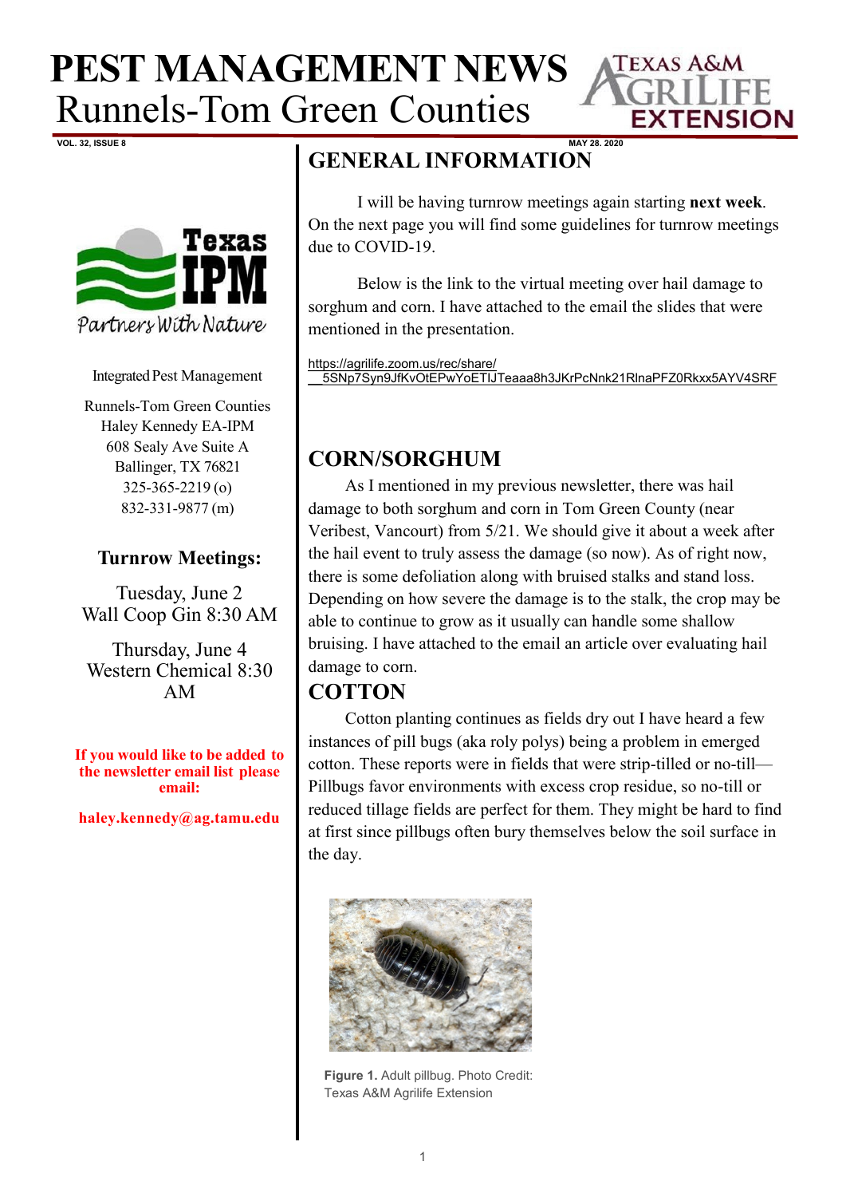# PEST MANAGEMENT NEWS

## Runnels-Tom Green Counties

VOL. 32, ISSUE 8 — MAY 28. 2020

Integrated Pest Management

Runnels-Tom Green Counties
Haley Kennedy EA-IPM
608 Sealy Ave Suite A
Ballinger, TX 76821
325-365-2219 (o)
832-331-9877 (m)

### Turnrow Meetings:

Tuesday, June 2
Wall Coop Gin 8:30 AM

Thursday, June 4
Western Chemical 8:30 AM

**If you would like to be added to the newsletter email list please email:**

**haley.kennedy@ag.tamu.edu**

## GENERAL INFORMATION

I will be having turnrow meetings again starting **next week**. On the next page you will find some guidelines for turnrow meetings due to COVID-19.

Below is the link to the virtual meeting over hail damage to sorghum and corn. I have attached to the email the slides that were mentioned in the presentation.

https://agrilife.zoom.us/rec/share/__5SNp7Syn9JfKvOtEPwYoETIJTeaaa8h3JKrPcNnk21RlnaPFZ0Rkxx5AYV4SRF

## CORN/SORGHUM

As I mentioned in my previous newsletter, there was hail damage to both sorghum and corn in Tom Green County (near Veribest, Vancourt) from 5/21. We should give it about a week after the hail event to truly assess the damage (so now). As of right now, there is some defoliation along with bruised stalks and stand loss. Depending on how severe the damage is to the stalk, the crop may be able to continue to grow as it usually can handle some shallow bruising. I have attached to the email an article over evaluating hail damage to corn.

## COTTON

Cotton planting continues as fields dry out I have heard a few instances of pill bugs (aka roly polys) being a problem in emerged cotton. These reports were in fields that were strip-tilled or no-till—Pillbugs favor environments with excess crop residue, so no-till or reduced tillage fields are perfect for them. They might be hard to find at first since pillbugs often bury themselves below the soil surface in the day.

**Figure 1.** Adult pillbug. Photo Credit: Texas A&M Agrilife Extension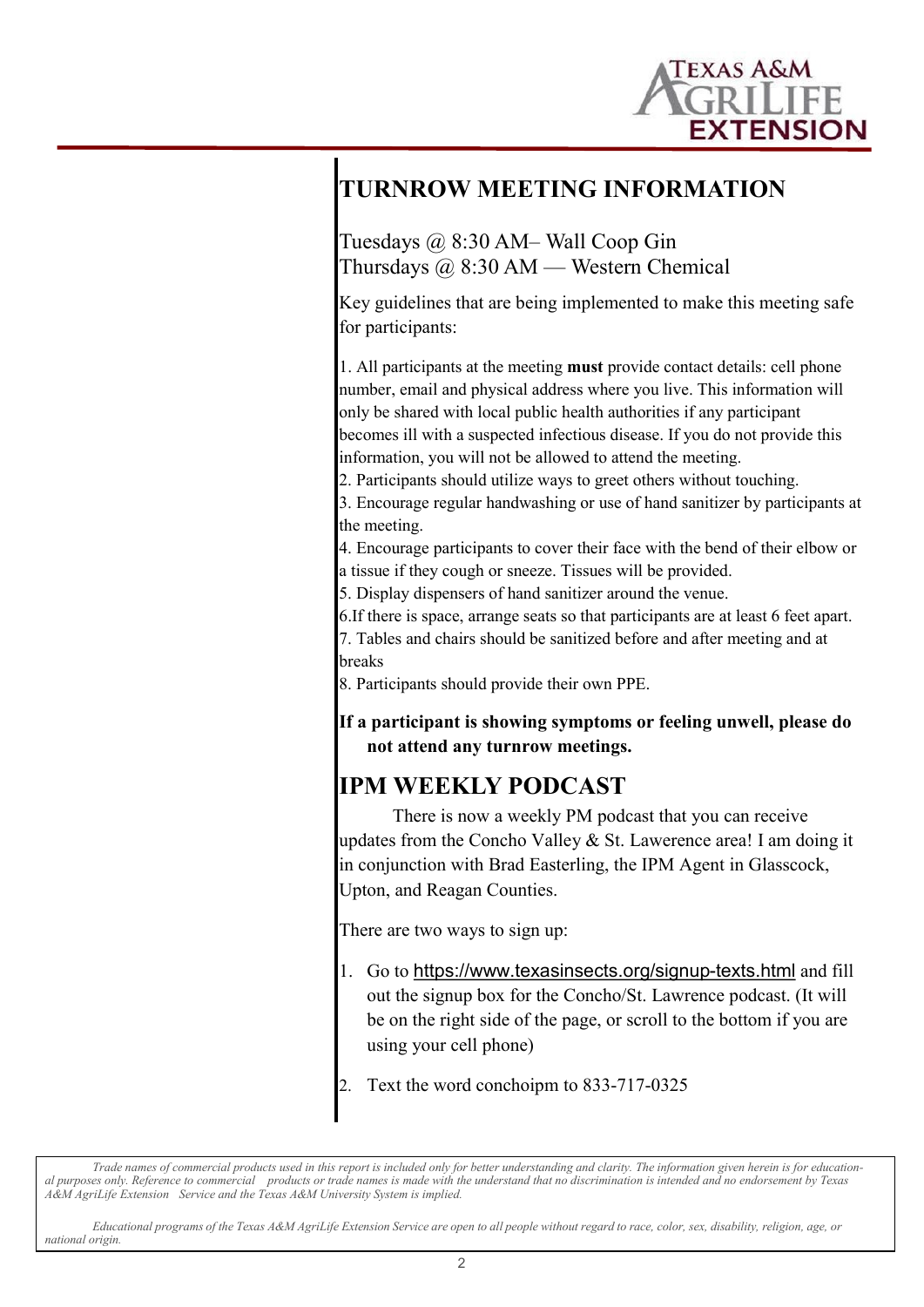## TURNROW MEETING INFORMATION

Tuesdays @ 8:30 AM– Wall Coop Gin
Thursdays @ 8:30 AM — Western Chemical

Key guidelines that are being implemented to make this meeting safe for participants:

1. All participants at the meeting **must** provide contact details: cell phone number, email and physical address where you live. This information will only be shared with local public health authorities if any participant becomes ill with a suspected infectious disease. If you do not provide this information, you will not be allowed to attend the meeting.
2. Participants should utilize ways to greet others without touching.
3. Encourage regular handwashing or use of hand sanitizer by participants at the meeting.
4. Encourage participants to cover their face with the bend of their elbow or a tissue if they cough or sneeze. Tissues will be provided.
5. Display dispensers of hand sanitizer around the venue.
6. If there is space, arrange seats so that participants are at least 6 feet apart.
7. Tables and chairs should be sanitized before and after meeting and at breaks
8. Participants should provide their own PPE.

**If a participant is showing symptoms or feeling unwell, please do not attend any turnrow meetings.**

## IPM WEEKLY PODCAST

There is now a weekly PM podcast that you can receive updates from the Concho Valley & St. Lawerence area! I am doing it in conjunction with Brad Easterling, the IPM Agent in Glasscock, Upton, and Reagan Counties.

There are two ways to sign up:

1. Go to https://www.texasinsects.org/signup-texts.html and fill out the signup box for the Concho/St. Lawrence podcast. (It will be on the right side of the page, or scroll to the bottom if you are using your cell phone)
2. Text the word conchoipm to 833-717-0325

*Trade names of commercial products used in this report is included only for better understanding and clarity. The information given herein is for educational purposes only. Reference to commercial products or trade names is made with the understand that no discrimination is intended and no endorsement by Texas A&M AgriLife Extension Service and the Texas A&M University System is implied.*

*Educational programs of the Texas A&M AgriLife Extension Service are open to all people without regard to race, color, sex, disability, religion, age, or national origin.*